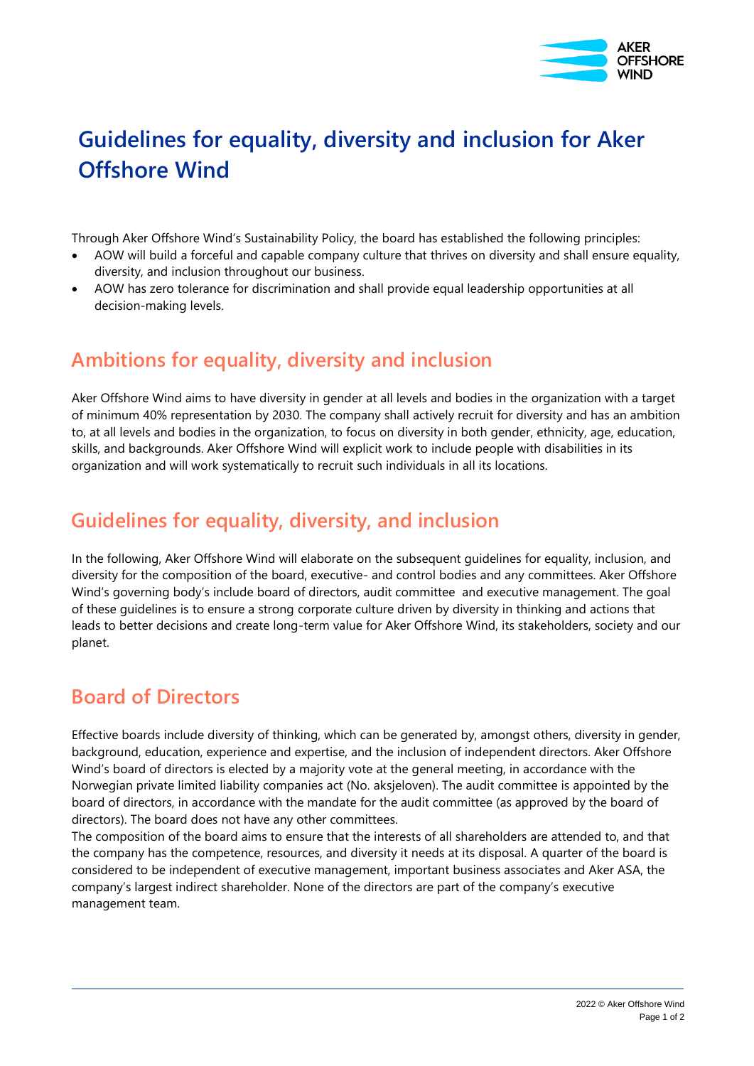# Guidelines for equality, diversity and inclusion for Aker Offshore Wind

Through Aker Offshore Wind's Sustainability Policy, the board has established the following principles:

- AOW will build a forceful and capable company culture that thrives on diversity and shall ensure equality, diversity, and inclusion throughout our business.
- AOW has zero tolerance for discrimination and shall provide equal leadership opportunities at all decision-making levels.

## Ambitions for equality, diversity and inclusion

Aker Offshore Wind aims to have diversity in gender at all levels and bodies in the organization with a target of minimum 40% representation by 2030. The company shall actively recruit for diversity and has an ambition to, at all levels and bodies in the organization, to focus on diversity in both gender, ethnicity, age, education, skills, and backgrounds. Aker Offshore Wind will explicit work to include people with disabilities in its organization and will work systematically to recruit such individuals in all its locations.

## Guidelines for equality, diversity, and inclusion

In the following, Aker Offshore Wind will elaborate on the subsequent guidelines for equality, inclusion, and diversity for the composition of the board, executive- and control bodies and any committees. Aker Offshore Wind's governing body's include board of directors, audit committee and executive management. The goal of these guidelines is to ensure a strong corporate culture driven by diversity in thinking and actions that leads to better decisions and create long-term value for Aker Offshore Wind, its stakeholders, society and our planet.

## Board of Directors

Effective boards include diversity of thinking, which can be generated by, amongst others, diversity in gender, background, education, experience and expertise, and the inclusion of independent directors. Aker Offshore Wind's board of directors is elected by a majority vote at the general meeting, in accordance with the Norwegian private limited liability companies act (No. aksjeloven). The audit committee is appointed by the board of directors, in accordance with the mandate for the audit committee (as approved by the board of directors). The board does not have any other committees.

The composition of the board aims to ensure that the interests of all shareholders are attended to, and that the company has the competence, resources, and diversity it needs at its disposal. A quarter of the board is considered to be independent of executive management, important business associates and Aker ASA, the company's largest indirect shareholder. None of the directors are part of the company's executive management team.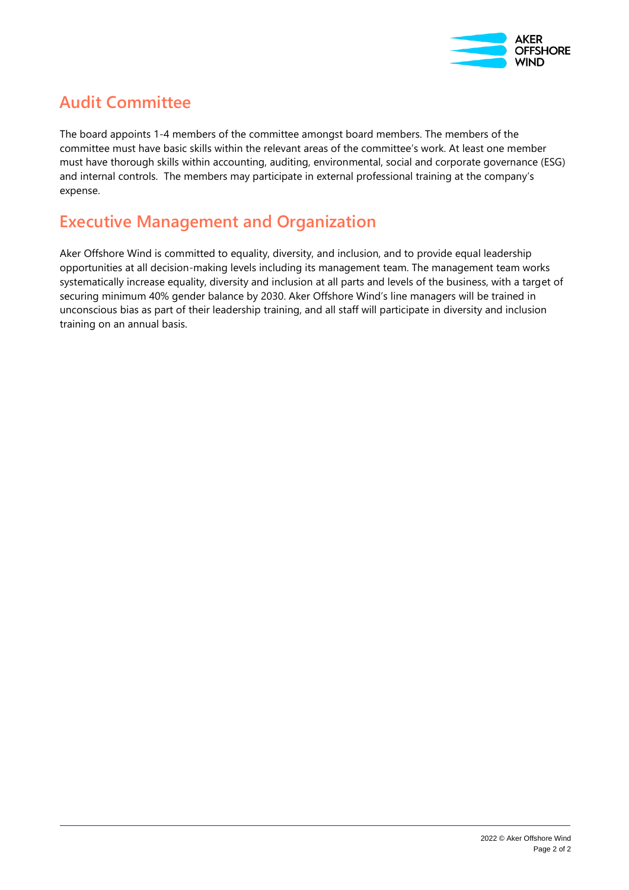## Audit Committee

The board appoints 1-4 members of the committee amongst board members. The members of the committee must have basic skills within the relevant areas of the committee's work. At least one member must have thorough skills within accounting, auditing, environmental, social and corporate governance (ESG) and internal controls. The members may participate in external professional training at the company's expense.

## Executive Management and Organization

Aker Offshore Wind is committed to equality, diversity, and inclusion, and to provide equal leadership opportunities at all decision-making levels including its management team. The management team works systematically increase equality, diversity and inclusion at all parts and levels of the business, with a target of securing minimum 40% gender balance by 2030. Aker Offshore Wind's line managers will be trained in unconscious bias as part of their leadership training, and all staff will participate in diversity and inclusion training on an annual basis.